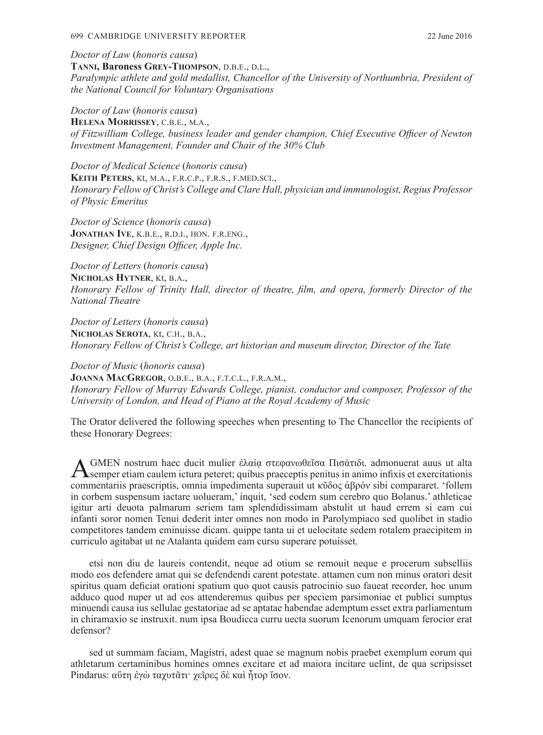*Doctor of Law* (*honoris causa*)
**Tanni, Baroness Grey-Thompson**, d.b.e., d.l.,
*Paralympic athlete and gold medallist, Chancellor of the University of Northumbria, President of the National Council for Voluntary Organisations*

*Doctor of Law* (*honoris causa*)
**Helena Morrissey**, c.b.e., m.a.,
*of Fitzwilliam College, business leader and gender champion, Chief Executive Officer of Newton Investment Management, Founder and Chair of the 30% Club*

*Doctor of Medical Science* (*honoris causa*)
**Keith Peters**, Kt, m.a., f.r.c.p., f.r.s., f.med.sci.,
*Honorary Fellow of Christ's College and Clare Hall, physician and immunologist, Regius Professor of Physic Emeritus*

*Doctor of Science* (*honoris causa*)
**Jonathan Ive**, k.b.e., r.d.i., hon. f.r.eng.,
*Designer, Chief Design Officer, Apple Inc.*

*Doctor of Letters* (*honoris causa*)
**Nicholas Hytner**, Kt, b.a.,
*Honorary Fellow of Trinity Hall, director of theatre, film, and opera, formerly Director of the National Theatre*

*Doctor of Letters* (*honoris causa*)
**Nicholas Serota**, Kt, c.h., b.a.,
*Honorary Fellow of Christ's College, art historian and museum director, Director of the Tate*

*Doctor of Music* (*honoris causa*)
**Joanna MacGregor**, o.b.e., b.a., f.t.c.l., f.r.a.m.,
*Honorary Fellow of Murray Edwards College, pianist, conductor and composer, Professor of the University of London, and Head of Piano at the Royal Academy of Music*

The Orator delivered the following speeches when presenting to The Chancellor the recipients of these Honorary Degrees:

AGMEN nostrum haec ducit mulier ἐλαίᾳ στεφανωθεῖσα Πισάτιδι. admonuerat auus ut alta semper etiam caulem ictura peteret; quibus praeceptis penitus in animo infixis et exercitationis commentariis praescriptis, omnia impedimenta superauit ut κῦδος ἁβρόν sibi compararet. 'follem in corbem suspensum iactare uolueram,' inquit, 'sed eodem sum cerebro quo Bolanus.' athleticae igitur arti deuota palmarum seriem tam splendidissimam abstulit ut haud errem si eam cui infanti soror nomen Tenui dederit inter omnes non modo in Parolympiaco sed quolibet in stadio competitores tandem eminuisse dicam. quippe tanta ui et uelocitate sedem rotalem praecipitem in curriculo agitabat ut ne Atalanta quidem eam cursu superare potuisset.

etsi non diu de laureis contendit, neque ad otium se remouit neque e procerum subselliis modo eos defendere amat qui se defendendi carent potestate. attamen cum non minus oratori desit spiritus quam deficiat orationi spatium quo quot causis patrocinio suo faueat recorder, hoc unum adduco quod nuper ut ad eos attenderemus quibus per speciem parsimoniae et publici sumptus minuendi causa ius sellulae gestatoriae ad se aptatae habendae ademptum esset extra parliamentum in chiramaxio se instruxit. num ipsa Boudicca curru uecta suorum Icenorum umquam ferocior erat defensor?

sed ut summam faciam, Magistri, adest quae se magnum nobis praebet exemplum eorum qui athletarum certaminibus homines omnes excitare et ad maiora incitare uelint, de qua scripsisset Pindarus: αὕτη ἐγὼ ταχυτᾶτι· χεῖρες δὲ καὶ ἦτορ ἴσον.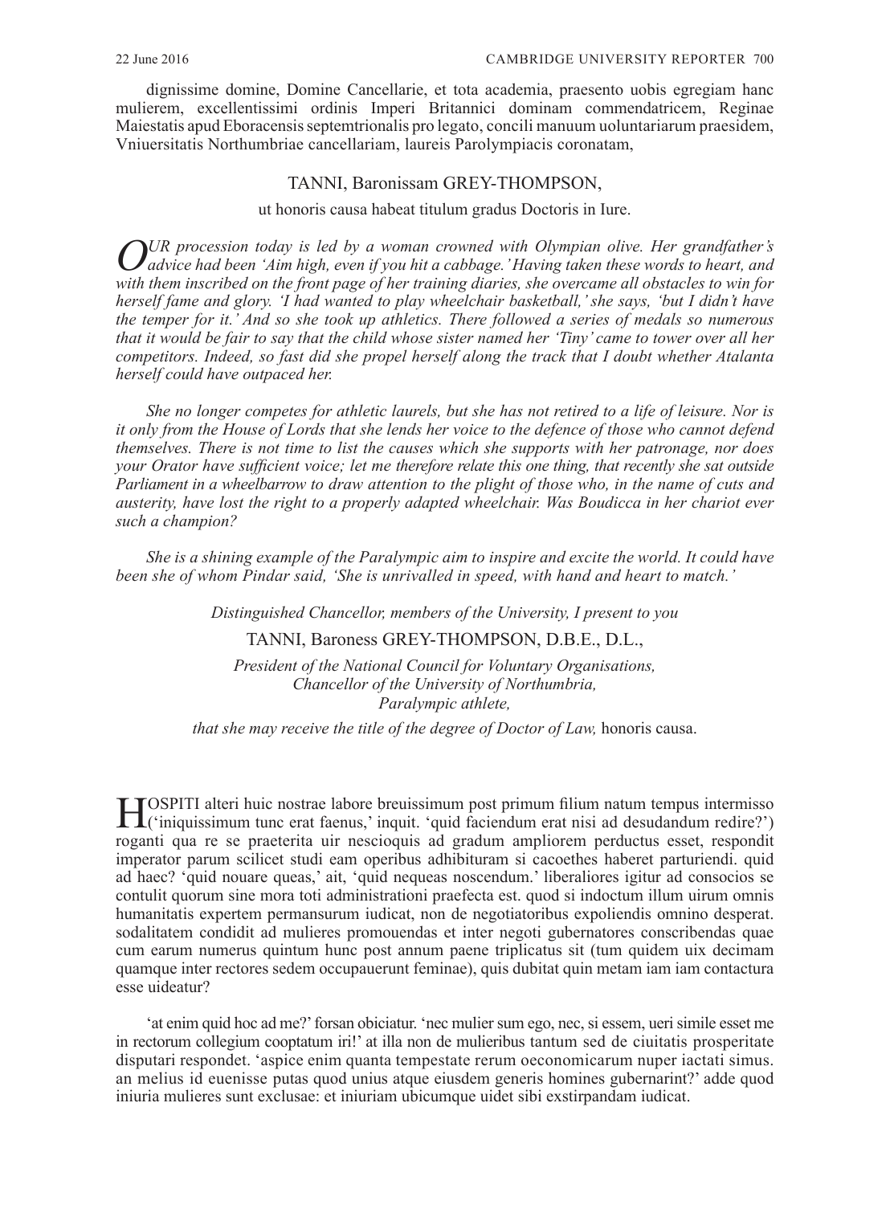dignissime domine, Domine Cancellarie, et tota academia, praesento uobis egregiam hanc mulierem, excellentissimi ordinis Imperi Britannici dominam commendatricem, Reginae Maiestatis apud Eboracensis septemtrionalis pro legato, concili manuum uoluntariarum praesidem, Vniuersitatis Northumbriae cancellariam, laureis Parolympiacis coronatam,

TANNI, Baronissam GREY-THOMPSON,

ut honoris causa habeat titulum gradus Doctoris in Iure.

*OUR procession today is led by a woman crowned with Olympian olive. Her grandfather's advice had been 'Aim high, even if you hit a cabbage.' Having taken these words to heart, and with them inscribed on the front page of her training diaries, she overcame all obstacles to win for herself fame and glory. 'I had wanted to play wheelchair basketball,' she says, 'but I didn't have the temper for it.' And so she took up athletics. There followed a series of medals so numerous that it would be fair to say that the child whose sister named her 'Tiny' came to tower over all her competitors. Indeed, so fast did she propel herself along the track that I doubt whether Atalanta herself could have outpaced her.*

*She no longer competes for athletic laurels, but she has not retired to a life of leisure. Nor is it only from the House of Lords that she lends her voice to the defence of those who cannot defend themselves. There is not time to list the causes which she supports with her patronage, nor does your Orator have sufficient voice; let me therefore relate this one thing, that recently she sat outside Parliament in a wheelbarrow to draw attention to the plight of those who, in the name of cuts and austerity, have lost the right to a properly adapted wheelchair. Was Boudicca in her chariot ever such a champion?*

*She is a shining example of the Paralympic aim to inspire and excite the world. It could have been she of whom Pindar said, 'She is unrivalled in speed, with hand and heart to match.'*

*Distinguished Chancellor, members of the University, I present to you*

TANNI, Baroness GREY-THOMPSON, D.B.E., D.L.,

*President of the National Council for Voluntary Organisations,*
*Chancellor of the University of Northumbria,*
*Paralympic athlete,*

*that she may receive the title of the degree of Doctor of Law,* honoris causa.

HOSPITI alteri huic nostrae labore breuissimum post primum filium natum tempus intermisso ('iniquissimum tunc erat faenus,' inquit. 'quid faciendum erat nisi ad desudandum redire?') roganti qua re se praeterita uir nescioquis ad gradum ampliorem perductus esset, respondit imperator parum scilicet studi eam operibus adhibituram si cacoethes haberet parturiendi. quid ad haec? 'quid nouare queas,' ait, 'quid nequeas noscendum.' liberaliores igitur ad consocios se contulit quorum sine mora toti administrationi praefecta est. quod si indoctum illum uirum omnis humanitatis expertem permansurum iudicat, non de negotiatoribus expoliendis omnino desperat. sodalitatem condidit ad mulieres promouendas et inter negoti gubernatores conscribendas quae cum earum numerus quintum hunc post annum paene triplicatus sit (tum quidem uix decimam quamque inter rectores sedem occupauerunt feminae), quis dubitat quin metam iam iam contactura esse uideatur?

'at enim quid hoc ad me?' forsan obiciatur. 'nec mulier sum ego, nec, si essem, ueri simile esset me in rectorum collegium cooptatum iri!' at illa non de mulieribus tantum sed de ciuitatis prosperitate disputari respondet. 'aspice enim quanta tempestate rerum oeconomicarum nuper iactati simus. an melius id euenisse putas quod unius atque eiusdem generis homines gubernarint?' adde quod iniuria mulieres sunt exclusae: et iniuriam ubicumque uidet sibi exstirpandam iudicat.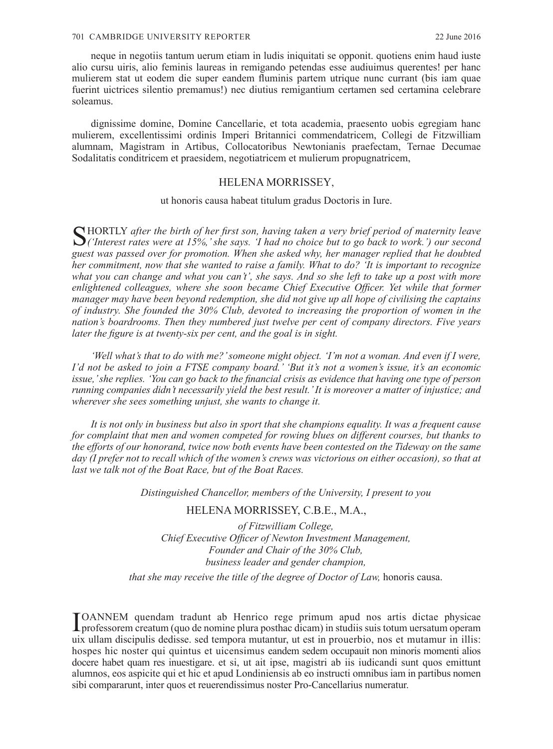neque in negotiis tantum uerum etiam in ludis iniquitati se opponit. quotiens enim haud iuste alio cursu uiris, alio feminis laureas in remigando petendas esse audiuimus querentes! per hanc mulierem stat ut eodem die super eandem fluminis partem utrique nunc currant (bis iam quae fuerint uictrices silentio premamus!) nec diutius remigantium certamen sed certamina celebrare soleamus.

dignissime domine, Domine Cancellarie, et tota academia, praesento uobis egregiam hanc mulierem, excellentissimi ordinis Imperi Britannici commendatricem, Collegi de Fitzwilliam alumnam, Magistram in Artibus, Collocatoribus Newtonianis praefectam, Ternae Decumae Sodalitatis conditricem et praesidem, negotiatricem et mulierum propugnatricem,

HELENA MORRISSEY,

ut honoris causa habeat titulum gradus Doctoris in Iure.

SHORTLY *after the birth of her first son, having taken a very brief period of maternity leave ('Interest rates were at 15%,' she says. 'I had no choice but to go back to work.') our second guest was passed over for promotion. When she asked why, her manager replied that he doubted her commitment, now that she wanted to raise a family. What to do? 'It is important to recognize what you can change and what you can't', she says. And so she left to take up a post with more enlightened colleagues, where she soon became Chief Executive Officer. Yet while that former manager may have been beyond redemption, she did not give up all hope of civilising the captains of industry. She founded the 30% Club, devoted to increasing the proportion of women in the nation's boardrooms. Then they numbered just twelve per cent of company directors. Five years later the figure is at twenty-six per cent, and the goal is in sight.*

*'Well what's that to do with me?' someone might object. 'I'm not a woman. And even if I were, I'd not be asked to join a FTSE company board.' 'But it's not a women's issue, it's an economic issue,' she replies. 'You can go back to the financial crisis as evidence that having one type of person running companies didn't necessarily yield the best result.' It is moreover a matter of injustice; and wherever she sees something unjust, she wants to change it.*

*It is not only in business but also in sport that she champions equality. It was a frequent cause for complaint that men and women competed for rowing blues on different courses, but thanks to the efforts of our honorand, twice now both events have been contested on the Tideway on the same day (I prefer not to recall which of the women's crews was victorious on either occasion), so that at last we talk not of the Boat Race, but of the Boat Races.*

*Distinguished Chancellor, members of the University, I present to you*

HELENA MORRISSEY, C.B.E., M.A.,

*of Fitzwilliam College,*
*Chief Executive Officer of Newton Investment Management,*
*Founder and Chair of the 30% Club,*
*business leader and gender champion,*

*that she may receive the title of the degree of Doctor of Law,* honoris causa.

IOANNEM quendam tradunt ab Henrico rege primum apud nos artis dictae physicae professorem creatum (quo de nomine plura posthac dicam) in studiis suis totum uersatum operam uix ullam discipulis dedisse. sed tempora mutantur, ut est in prouerbio, nos et mutamur in illis: hospes hic noster qui quintus et uicensimus eandem sedem occupauit non minoris momenti alios docere habet quam res inuestigare. et si, ut ait ipse, magistri ab iis iudicandi sunt quos emittunt alumnos, eos aspicite qui et hic et apud Londiniensis ab eo instructi omnibus iam in partibus nomen sibi compararunt, inter quos et reuerendissimus noster Pro-Cancellarius numeratur.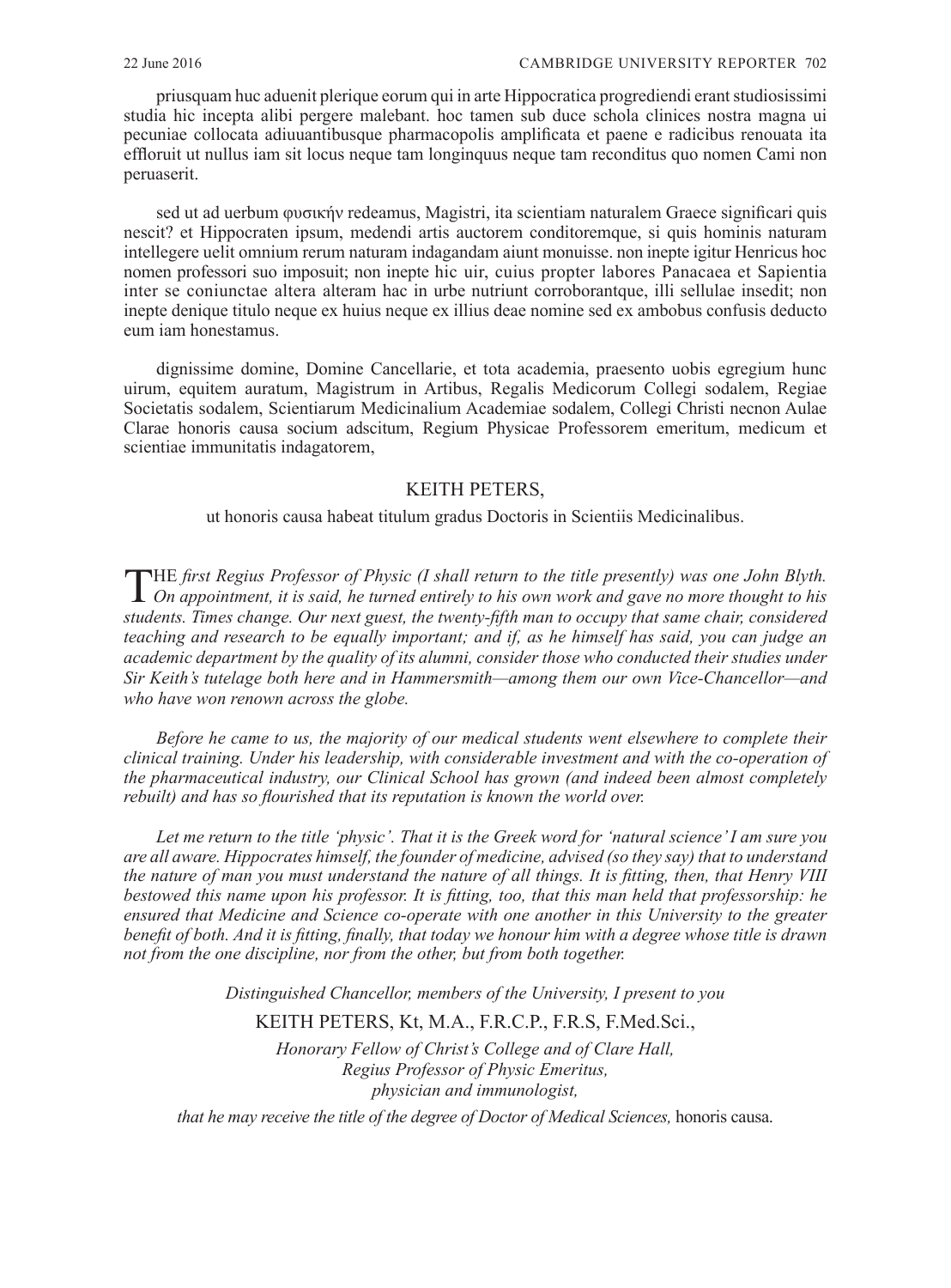priusquam huc aduenit plerique eorum qui in arte Hippocratica progrediendi erant studiosissimi studia hic incepta alibi pergere malebant. hoc tamen sub duce schola clinices nostra magna ui pecuniae collocata adiuuantibusque pharmacopolis amplificata et paene e radicibus renouata ita effloruit ut nullus iam sit locus neque tam longinquus neque tam reconditus quo nomen Cami non peruaserit.

sed ut ad uerbum φυσικήν redeamus, Magistri, ita scientiam naturalem Graece significari quis nescit? et Hippocraten ipsum, medendi artis auctorem conditoremque, si quis hominis naturam intellegere uelit omnium rerum naturam indagandam aiunt monuisse. non inepte igitur Henricus hoc nomen professori suo imposuit; non inepte hic uir, cuius propter labores Panacaea et Sapientia inter se coniunctae altera alteram hac in urbe nutriunt corroborantque, illi sellulae insedit; non inepte denique titulo neque ex huius neque ex illius deae nomine sed ex ambobus confusis deducto eum iam honestamus.

dignissime domine, Domine Cancellarie, et tota academia, praesento uobis egregium hunc uirum, equitem auratum, Magistrum in Artibus, Regalis Medicorum Collegi sodalem, Regiae Societatis sodalem, Scientiarum Medicinalium Academiae sodalem, Collegi Christi necnon Aulae Clarae honoris causa socium adscitum, Regium Physicae Professorem emeritum, medicum et scientiae immunitatis indagatorem,

<div align="center">

KEITH PETERS,

ut honoris causa habeat titulum gradus Doctoris in Scientiis Medicinalibus.

</div>

*The first Regius Professor of Physic (I shall return to the title presently) was one John Blyth. On appointment, it is said, he turned entirely to his own work and gave no more thought to his students. Times change. Our next guest, the twenty-fifth man to occupy that same chair, considered teaching and research to be equally important; and if, as he himself has said, you can judge an academic department by the quality of its alumni, consider those who conducted their studies under Sir Keith's tutelage both here and in Hammersmith—among them our own Vice-Chancellor—and who have won renown across the globe.*

*Before he came to us, the majority of our medical students went elsewhere to complete their clinical training. Under his leadership, with considerable investment and with the co-operation of the pharmaceutical industry, our Clinical School has grown (and indeed been almost completely rebuilt) and has so flourished that its reputation is known the world over.*

*Let me return to the title 'physic'. That it is the Greek word for 'natural science' I am sure you are all aware. Hippocrates himself, the founder of medicine, advised (so they say) that to understand the nature of man you must understand the nature of all things. It is fitting, then, that Henry VIII bestowed this name upon his professor. It is fitting, too, that this man held that professorship: he ensured that Medicine and Science co-operate with one another in this University to the greater benefit of both. And it is fitting, finally, that today we honour him with a degree whose title is drawn not from the one discipline, nor from the other, but from both together.*

<div align="center">

*Distinguished Chancellor, members of the University, I present to you*

KEITH PETERS, Kt, M.A., F.R.C.P., F.R.S, F.Med.Sci.,

*Honorary Fellow of Christ's College and of Clare Hall,*
*Regius Professor of Physic Emeritus,*
*physician and immunologist,*

*that he may receive the title of the degree of Doctor of Medical Sciences,* honoris causa.

</div>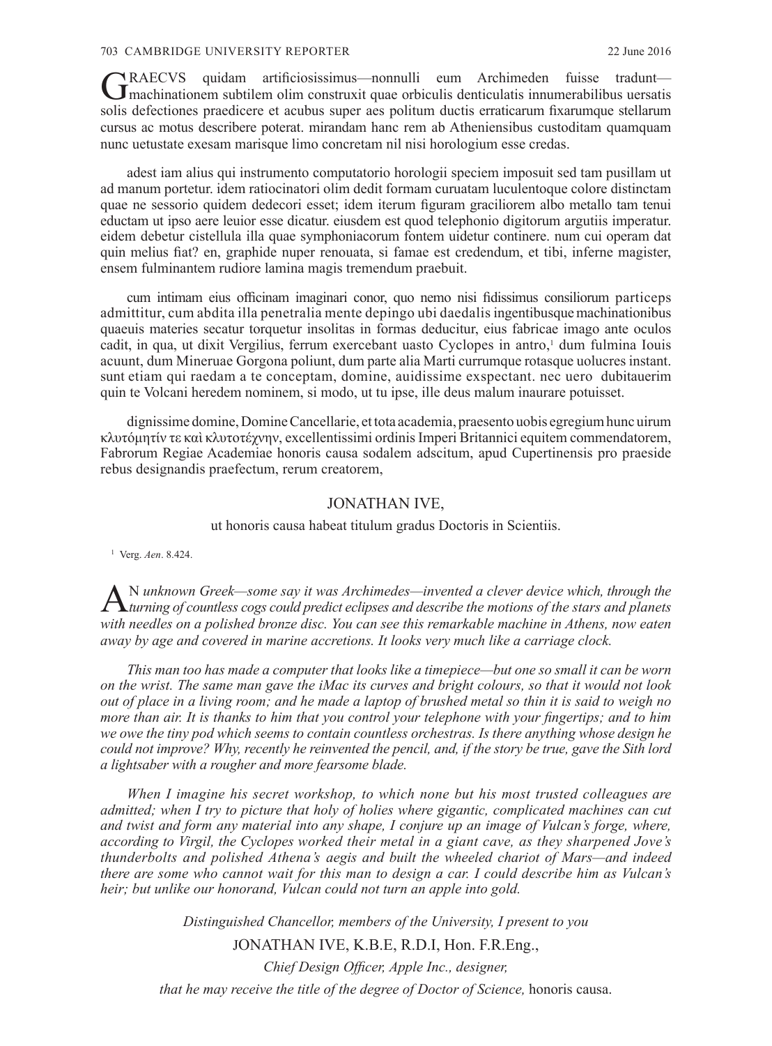GRAECVS quidam artificiosissimus—nonnulli eum Archimeden fuisse tradunt—machinationem subtilem olim construxit quae orbiculis denticulatis innumerabilibus uersatis solis defectiones praedicere et acubus super aes politum ductis erraticarum fixarumque stellarum cursus ac motus describere poterat. mirandam hanc rem ab Atheniensibus custoditam quamquam nunc uetustate exesam marisque limo concretam nil nisi horologium esse credas.

adest iam alius qui instrumento computatorio horologii speciem imposuit sed tam pusillam ut ad manum portetur. idem ratiocinatori olim dedit formam curuatam luculentoque colore distinctam quae ne sessorio quidem dedecori esset; idem iterum figuram graciliorem albo metallo tam tenui eductam ut ipso aere leuior esse dicatur. eiusdem est quod telephonio digitorum argutiis imperatur. eidem debetur cistellula illa quae symphoniacorum fontem uidetur continere. num cui operam dat quin melius fiat? en, graphide nuper renouata, si famae est credendum, et tibi, inferne magister, ensem fulminantem rudiore lamina magis tremendum praebuit.

cum intimam eius officinam imaginari conor, quo nemo nisi fidissimus consiliorum particeps admittitur, cum abdita illa penetralia mente depingo ubi daedalis ingentibusque machinationibus quaeuis materies secatur torquetur insolitas in formas deducitur, eius fabricae imago ante oculos cadit, in qua, ut dixit Vergilius, ferrum exercebant uasto Cyclopes in antro,[1] dum fulmina Iouis acuunt, dum Mineruae Gorgona poliunt, dum parte alia Marti currumque rotasque uolucres instant. sunt etiam qui raedam a te conceptam, domine, auidissime exspectant. nec uero dubitauerim quin te Volcani heredem nominem, si modo, ut tu ipse, ille deus malum inaurare potuisset.

dignissime domine, Domine Cancellarie, et tota academia, praesento uobis egregium hunc uirum κλυτόμητίν τε καὶ κλυτοτέχνην, excellentissimi ordinis Imperi Britannici equitem commendatorem, Fabrorum Regiae Academiae honoris causa sodalem adscitum, apud Cupertinensis pro praeside rebus designandis praefectum, rerum creatorem,

JONATHAN IVE,

ut honoris causa habeat titulum gradus Doctoris in Scientiis.

[1] Verg. *Aen*. 8.424.

*AN unknown Greek—some say it was Archimedes—invented a clever device which, through the turning of countless cogs could predict eclipses and describe the motions of the stars and planets with needles on a polished bronze disc. You can see this remarkable machine in Athens, now eaten away by age and covered in marine accretions. It looks very much like a carriage clock.*

*This man too has made a computer that looks like a timepiece—but one so small it can be worn on the wrist. The same man gave the iMac its curves and bright colours, so that it would not look out of place in a living room; and he made a laptop of brushed metal so thin it is said to weigh no more than air. It is thanks to him that you control your telephone with your fingertips; and to him we owe the tiny pod which seems to contain countless orchestras. Is there anything whose design he could not improve? Why, recently he reinvented the pencil, and, if the story be true, gave the Sith lord a lightsaber with a rougher and more fearsome blade.*

*When I imagine his secret workshop, to which none but his most trusted colleagues are admitted; when I try to picture that holy of holies where gigantic, complicated machines can cut and twist and form any material into any shape, I conjure up an image of Vulcan's forge, where, according to Virgil, the Cyclopes worked their metal in a giant cave, as they sharpened Jove's thunderbolts and polished Athena's aegis and built the wheeled chariot of Mars—and indeed there are some who cannot wait for this man to design a car. I could describe him as Vulcan's heir; but unlike our honorand, Vulcan could not turn an apple into gold.*

*Distinguished Chancellor, members of the University, I present to you*

JONATHAN IVE, K.B.E, R.D.I, Hon. F.R.Eng.,

*Chief Design Officer, Apple Inc., designer,*

*that he may receive the title of the degree of Doctor of Science,* honoris causa.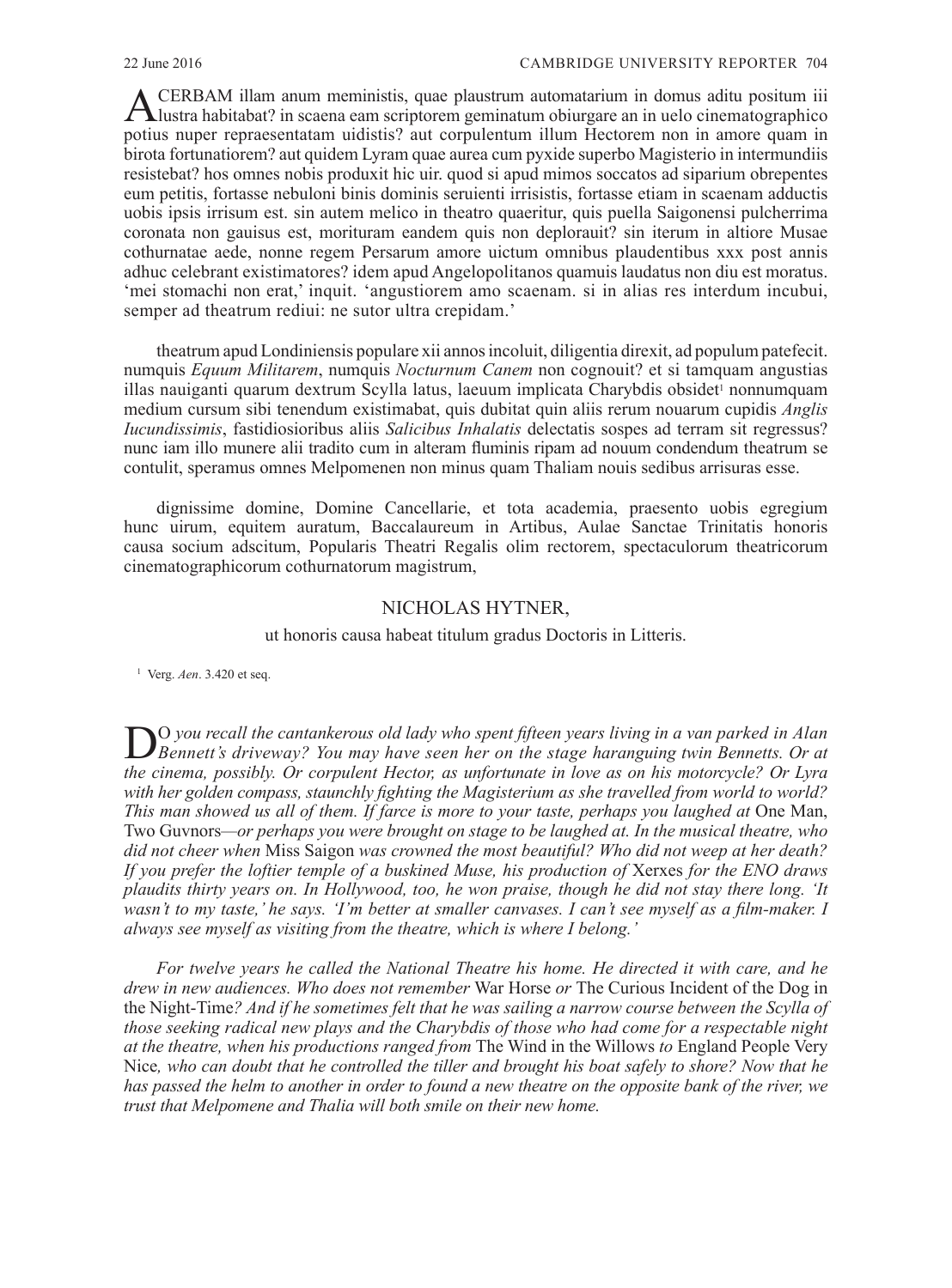ACERBAM illam anum meministis, quae plaustrum automatarium in domus aditu positum iii lustra habitabat? in scaena eam scriptorem geminatum obiurgare an in uelo cinematographico potius nuper repraesentatam uidistis? aut corpulentum illum Hectorem non in amore quam in birota fortunatiorem? aut quidem Lyram quae aurea cum pyxide superbo Magisterio in intermundiis resistebat? hos omnes nobis produxit hic uir. quod si apud mimos soccatos ad siparium obrepentes eum petitis, fortasse nebuloni binis dominis seruienti irrisistis, fortasse etiam in scaenam adductis uobis ipsis irrisum est. sin autem melico in theatro quaeritur, quis puella Saigonensi pulcherrima coronata non gauisus est, morituram eandem quis non deplorauit? sin iterum in altiore Musae cothurnatae aede, nonne regem Persarum amore uictum omnibus plaudentibus xxx post annis adhuc celebrant existimatores? idem apud Angelopolitanos quamuis laudatus non diu est moratus. 'mei stomachi non erat,' inquit. 'angustiorem amo scaenam. si in alias res interdum incubui, semper ad theatrum rediui: ne sutor ultra crepidam.'

theatrum apud Londiniensis populare xii annos incoluit, diligentia direxit, ad populum patefecit. numquis *Equum Militarem*, numquis *Nocturnum Canem* non cognouit? et si tamquam angustias illas nauiganti quarum dextrum Scylla latus, laeuum implicata Charybdis obsidet[1] nonnumquam medium cursum sibi tenendum existimabat, quis dubitat quin aliis rerum nouarum cupidis *Anglis Iucundissimis*, fastidiosioribus aliis *Salicibus Inhalatis* delectatis sospes ad terram sit regressus? nunc iam illo munere alii tradito cum in alteram fluminis ripam ad nouum condendum theatrum se contulit, speramus omnes Melpomenen non minus quam Thaliam nouis sedibus arrisuras esse.

dignissime domine, Domine Cancellarie, et tota academia, praesento uobis egregium hunc uirum, equitem auratum, Baccalaureum in Artibus, Aulae Sanctae Trinitatis honoris causa socium adscitum, Popularis Theatri Regalis olim rectorem, spectaculorum theatricorum cinematographicorum cothurnatorum magistrum,

NICHOLAS HYTNER,

ut honoris causa habeat titulum gradus Doctoris in Litteris.

[1] Verg. *Aen*. 3.420 et seq.

DO *you recall the cantankerous old lady who spent fifteen years living in a van parked in Alan Bennett's driveway? You may have seen her on the stage haranguing twin Bennetts. Or at the cinema, possibly. Or corpulent Hector, as unfortunate in love as on his motorcycle? Or Lyra with her golden compass, staunchly fighting the Magisterium as she travelled from world to world? This man showed us all of them. If farce is more to your taste, perhaps you laughed at* One Man, Two Guvnors*—or perhaps you were brought on stage to be laughed at. In the musical theatre, who did not cheer when* Miss Saigon *was crowned the most beautiful? Who did not weep at her death? If you prefer the loftier temple of a buskined Muse, his production of* Xerxes *for the ENO draws plaudits thirty years on. In Hollywood, too, he won praise, though he did not stay there long. 'It wasn't to my taste,' he says. 'I'm better at smaller canvases. I can't see myself as a film-maker. I always see myself as visiting from the theatre, which is where I belong.'*

*For twelve years he called the National Theatre his home. He directed it with care, and he drew in new audiences. Who does not remember* War Horse *or* The Curious Incident of the Dog in the Night-Time*? And if he sometimes felt that he was sailing a narrow course between the Scylla of those seeking radical new plays and the Charybdis of those who had come for a respectable night at the theatre, when his productions ranged from* The Wind in the Willows *to* England People Very Nice*, who can doubt that he controlled the tiller and brought his boat safely to shore? Now that he has passed the helm to another in order to found a new theatre on the opposite bank of the river, we trust that Melpomene and Thalia will both smile on their new home.*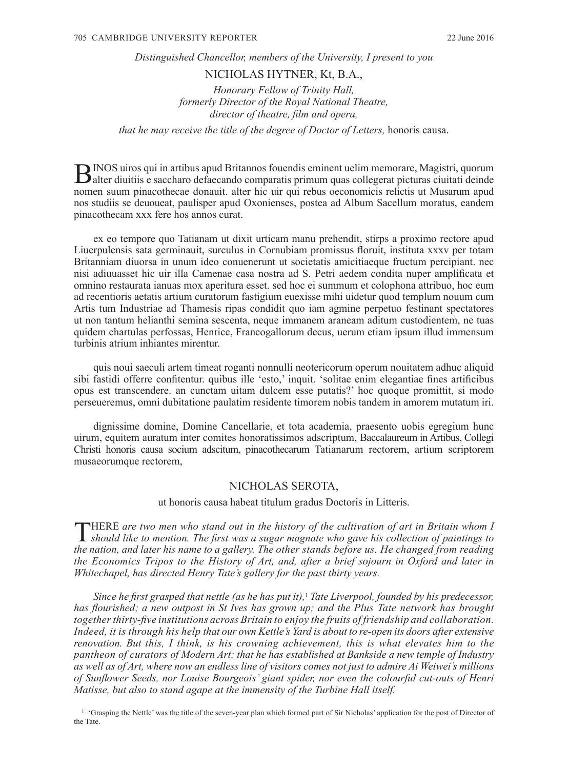*Distinguished Chancellor, members of the University, I present to you*

NICHOLAS HYTNER, Kt, B.A.,

*Honorary Fellow of Trinity Hall,*
*formerly Director of the Royal National Theatre,*
*director of theatre, film and opera,*

*that he may receive the title of the degree of Doctor of Letters,* honoris causa.

BINOS uiros qui in artibus apud Britannos fouendis eminent uelim memorare, Magistri, quorum alter diuitiis e saccharo defaecando comparatis primum quas collegerat picturas ciuitati deinde nomen suum pinacothecae donauit. alter hic uir qui rebus oeconomicis relictis ut Musarum apud nos studiis se deuoueat, paulisper apud Oxonienses, postea ad Album Sacellum moratus, eandem pinacothecam xxx fere hos annos curat.

ex eo tempore quo Tatianam ut dixit urticam manu prehendit, stirps a proximo rectore apud Liuerpulensis sata germinauit, surculus in Cornubiam promissus floruit, instituta xxxv per totam Britanniam diuorsa in unum ideo conuenerunt ut societatis amicitiaeque fructum percipiant. nec nisi adiuuasset hic uir illa Camenae casa nostra ad S. Petri aedem condita nuper amplificata et omnino restaurata ianuas mox aperitura esset. sed hoc ei summum et colophona attribuo, hoc eum ad recentioris aetatis artium curatorum fastigium euexisse mihi uidetur quod templum nouum cum Artis tum Industriae ad Thamesis ripas condidit quo iam agmine perpetuo festinant spectatores ut non tantum helianthi semina sescenta, neque immanem araneam aditum custodientem, ne tuas quidem chartulas perfossas, Henrice, Francogallorum decus, uerum etiam ipsum illud immensum turbinis atrium inhiantes mirentur.

quis noui saeculi artem timeat roganti nonnulli neotericorum operum nouitatem adhuc aliquid sibi fastidi offerre confitentur. quibus ille 'esto,' inquit. 'solitae enim elegantiae fines artificibus opus est transcendere. an cunctam uitam dulcem esse putatis?' hoc quoque promittit, si modo perseueremus, omni dubitatione paulatim residente timorem nobis tandem in amorem mutatum iri.

dignissime domine, Domine Cancellarie, et tota academia, praesento uobis egregium hunc uirum, equitem auratum inter comites honoratissimos adscriptum, Baccalaureum in Artibus, Collegi Christi honoris causa socium adscitum, pinacothecarum Tatianarum rectorem, artium scriptorem musaeorumque rectorem,

NICHOLAS SEROTA,

ut honoris causa habeat titulum gradus Doctoris in Litteris.

THERE *are two men who stand out in the history of the cultivation of art in Britain whom I should like to mention. The first was a sugar magnate who gave his collection of paintings to the nation, and later his name to a gallery. The other stands before us. He changed from reading the Economics Tripos to the History of Art, and, after a brief sojourn in Oxford and later in Whitechapel, has directed Henry Tate's gallery for the past thirty years.*

*Since he first grasped that nettle (as he has put it),*[1] *Tate Liverpool, founded by his predecessor, has flourished; a new outpost in St Ives has grown up; and the Plus Tate network has brought together thirty-five institutions across Britain to enjoy the fruits of friendship and collaboration. Indeed, it is through his help that our own Kettle's Yard is about to re-open its doors after extensive renovation. But this, I think, is his crowning achievement, this is what elevates him to the pantheon of curators of Modern Art: that he has established at Bankside a new temple of Industry as well as of Art, where now an endless line of visitors comes not just to admire Ai Weiwei's millions of Sunflower Seeds, nor Louise Bourgeois' giant spider, nor even the colourful cut-outs of Henri Matisse, but also to stand agape at the immensity of the Turbine Hall itself.*

[1] 'Grasping the Nettle' was the title of the seven-year plan which formed part of Sir Nicholas' application for the post of Director of the Tate.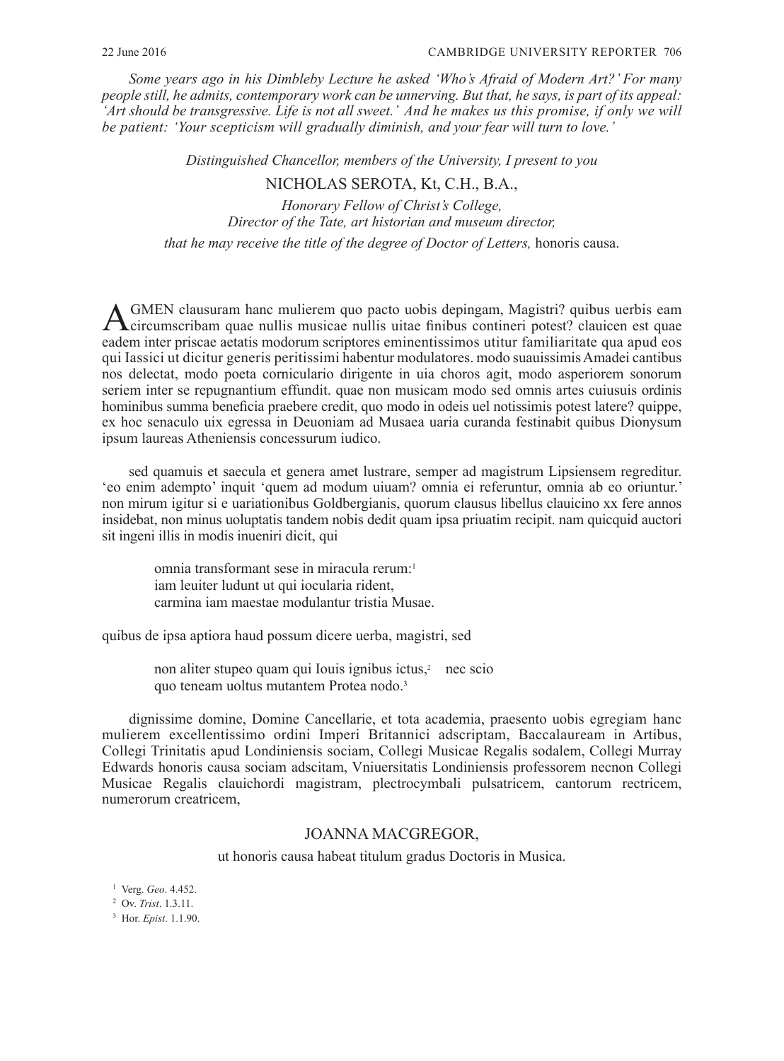*Some years ago in his Dimbleby Lecture he asked 'Who's Afraid of Modern Art?' For many people still, he admits, contemporary work can be unnerving. But that, he says, is part of its appeal: 'Art should be transgressive. Life is not all sweet.' And he makes us this promise, if only we will be patient: 'Your scepticism will gradually diminish, and your fear will turn to love.'*

*Distinguished Chancellor, members of the University, I present to you*

NICHOLAS SEROTA, Kt, C.H., B.A.,

*Honorary Fellow of Christ's College,*
*Director of the Tate, art historian and museum director,*
*that he may receive the title of the degree of Doctor of Letters,* honoris causa.

AGMEN clausuram hanc mulierem quo pacto uobis depingam, Magistri? quibus uerbis eam circumscribam quae nullis musicae nullis uitae finibus contineri potest? clauicen est quae eadem inter priscae aetatis modorum scriptores eminentissimos utitur familiaritate qua apud eos qui Iassici ut dicitur generis peritissimi habentur modulatores. modo suauissimis Amadei cantibus nos delectat, modo poeta corniculario dirigente in uia choros agit, modo asperiorem sonorum seriem inter se repugnantium effundit. quae non musicam modo sed omnis artes cuiusuis ordinis hominibus summa beneficia praebere credit, quo modo in odeis uel notissimis potest latere? quippe, ex hoc senaculo uix egressa in Deuoniam ad Musaea uaria curanda festinabit quibus Dionysum ipsum laureas Atheniensis concessurum iudico.

sed quamuis et saecula et genera amet lustrare, semper ad magistrum Lipsiensem regreditur. 'eo enim adempto' inquit 'quem ad modum uiuam? omnia ei referuntur, omnia ab eo oriuntur.' non mirum igitur si e uariationibus Goldbergianis, quorum clausus libellus clauicino xx fere annos insidebat, non minus uoluptatis tandem nobis dedit quam ipsa priuatim recipit. nam quicquid auctori sit ingeni illis in modis inueniri dicit, qui

> omnia transformant sese in miracula rerum:[1]
> iam leuiter ludunt ut qui iocularia rident,
> carmina iam maestae modulantur tristia Musae.

quibus de ipsa aptiora haud possum dicere uerba, magistri, sed

> non aliter stupeo quam qui Iouis ignibus ictus,[2] nec scio
> quo teneam uoltus mutantem Protea nodo.[3]

dignissime domine, Domine Cancellarie, et tota academia, praesento uobis egregiam hanc mulierem excellentissimo ordini Imperi Britannici adscriptam, Baccalauream in Artibus, Collegi Trinitatis apud Londiniensis sociam, Collegi Musicae Regalis sodalem, Collegi Murray Edwards honoris causa sociam adscitam, Vniuersitatis Londiniensis professorem necnon Collegi Musicae Regalis clauichordi magistram, plectrocymbali pulsatricem, cantorum rectricem, numerorum creatricem,

JOANNA MACGREGOR,

ut honoris causa habeat titulum gradus Doctoris in Musica.

[1] Verg. *Geo*. 4.452.
[2] Ov. *Trist*. 1.3.11.
[3] Hor. *Epist*. 1.1.90.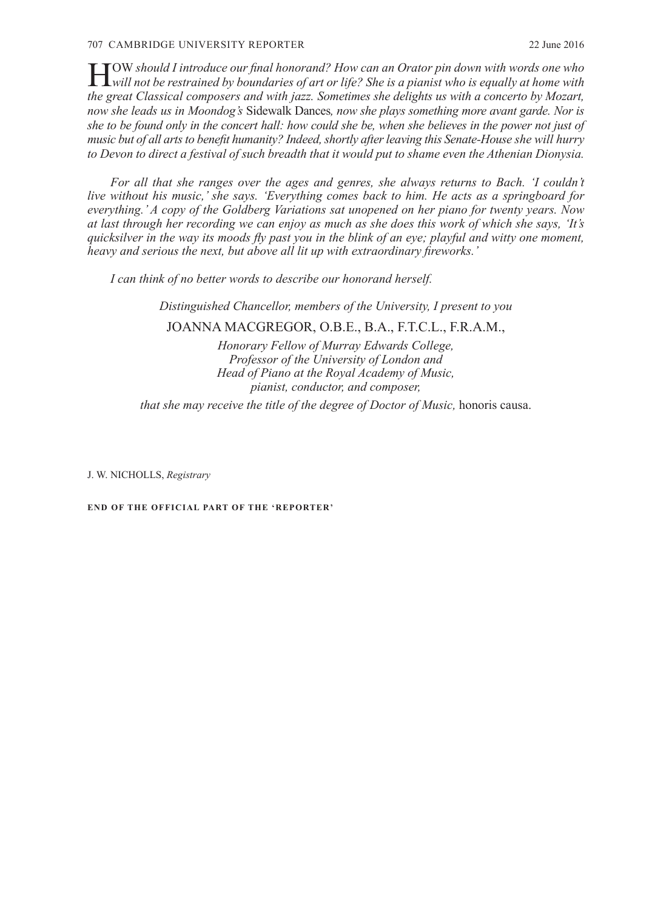*How should I introduce our final honorand? How can an Orator pin down with words one who will not be restrained by boundaries of art or life? She is a pianist who is equally at home with the great Classical composers and with jazz. Sometimes she delights us with a concerto by Mozart, now she leads us in Moondog's* Sidewalk Dances*, now she plays something more avant garde. Nor is she to be found only in the concert hall: how could she be, when she believes in the power not just of music but of all arts to benefit humanity? Indeed, shortly after leaving this Senate-House she will hurry to Devon to direct a festival of such breadth that it would put to shame even the Athenian Dionysia.*

*For all that she ranges over the ages and genres, she always returns to Bach. 'I couldn't live without his music,' she says. 'Everything comes back to him. He acts as a springboard for everything.' A copy of the Goldberg Variations sat unopened on her piano for twenty years. Now at last through her recording we can enjoy as much as she does this work of which she says, 'It's quicksilver in the way its moods fly past you in the blink of an eye; playful and witty one moment, heavy and serious the next, but above all lit up with extraordinary fireworks.'*

*I can think of no better words to describe our honorand herself.*

*Distinguished Chancellor, members of the University, I present to you*

JOANNA MACGREGOR, O.B.E., B.A., F.T.C.L., F.R.A.M.,

*Honorary Fellow of Murray Edwards College,*
*Professor of the University of London and*
*Head of Piano at the Royal Academy of Music,*
*pianist, conductor, and composer,*

*that she may receive the title of the degree of Doctor of Music,* honoris causa.

J. W. NICHOLLS, *Registrary*

**END OF THE OFFICIAL PART OF THE 'REPORTER'**